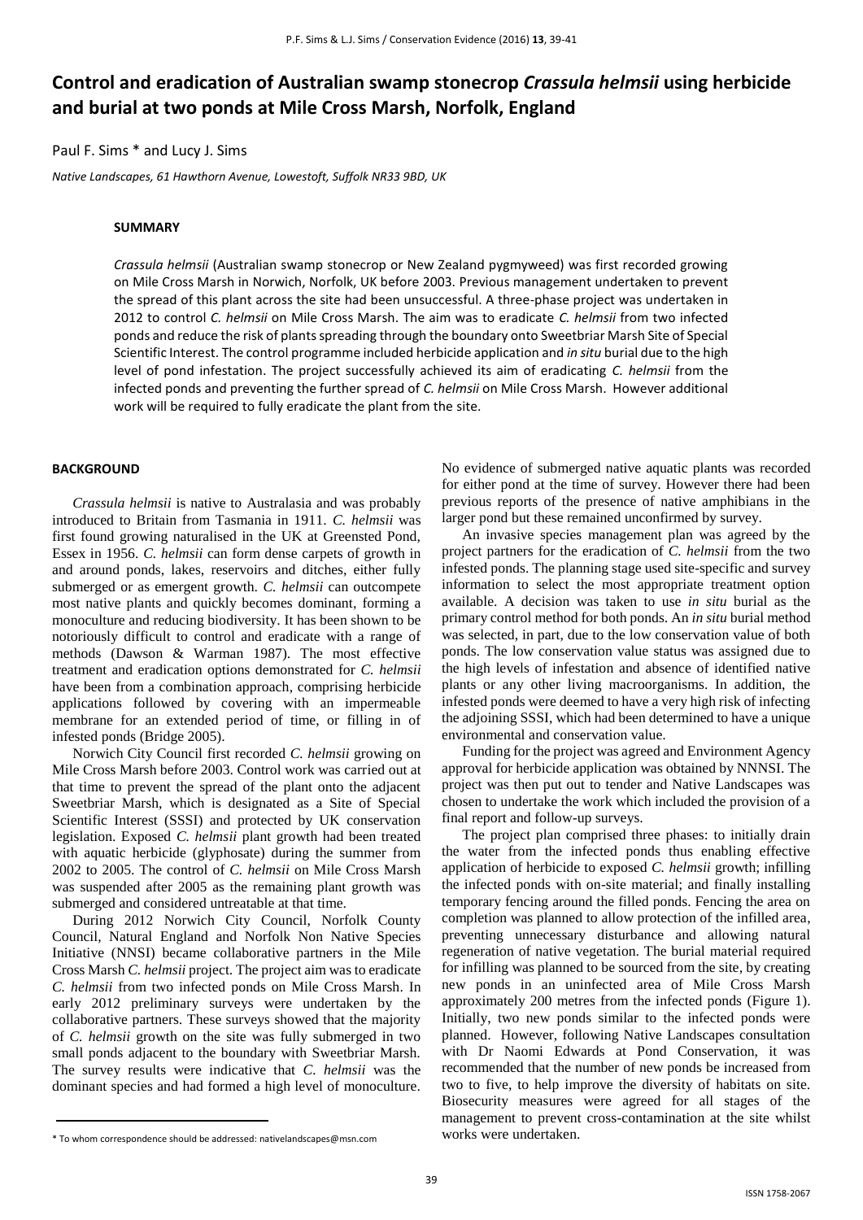# Control and eradication of Australian swamp stonecrop *Crassula helmsii* using herbicide and burial at two ponds at Mile Cross Marsh, Norfolk, England

Paul F. Sims * and Lucy J. Sims

*Native Landscapes, 61 Hawthorn Avenue, Lowestoft, Suffolk NR33 9BD, UK*

## SUMMARY

*Crassula helmsii* (Australian swamp stonecrop or New Zealand pygmyweed) was first recorded growing on Mile Cross Marsh in Norwich, Norfolk, UK before 2003. Previous management undertaken to prevent the spread of this plant across the site had been unsuccessful. A three-phase project was undertaken in 2012 to control *C. helmsii* on Mile Cross Marsh. The aim was to eradicate *C. helmsii* from two infected ponds and reduce the risk of plants spreading through the boundary onto Sweetbriar Marsh Site of Special Scientific Interest. The control programme included herbicide application and *in situ* burial due to the high level of pond infestation. The project successfully achieved its aim of eradicating *C. helmsii* from the infected ponds and preventing the further spread of *C. helmsii* on Mile Cross Marsh. However additional work will be required to fully eradicate the plant from the site.

## BACKGROUND

*Crassula helmsii* is native to Australasia and was probably introduced to Britain from Tasmania in 1911. *C. helmsii* was first found growing naturalised in the UK at Greensted Pond, Essex in 1956. *C. helmsii* can form dense carpets of growth in and around ponds, lakes, reservoirs and ditches, either fully submerged or as emergent growth. *C. helmsii* can outcompete most native plants and quickly becomes dominant, forming a monoculture and reducing biodiversity. It has been shown to be notoriously difficult to control and eradicate with a range of methods (Dawson & Warman 1987). The most effective treatment and eradication options demonstrated for *C. helmsii* have been from a combination approach, comprising herbicide applications followed by covering with an impermeable membrane for an extended period of time, or filling in of infested ponds (Bridge 2005).

Norwich City Council first recorded *C. helmsii* growing on Mile Cross Marsh before 2003. Control work was carried out at that time to prevent the spread of the plant onto the adjacent Sweetbriar Marsh, which is designated as a Site of Special Scientific Interest (SSSI) and protected by UK conservation legislation. Exposed *C. helmsii* plant growth had been treated with aquatic herbicide (glyphosate) during the summer from 2002 to 2005. The control of *C. helmsii* on Mile Cross Marsh was suspended after 2005 as the remaining plant growth was submerged and considered untreatable at that time.

During 2012 Norwich City Council, Norfolk County Council, Natural England and Norfolk Non Native Species Initiative (NNSI) became collaborative partners in the Mile Cross Marsh *C. helmsii* project. The project aim was to eradicate *C. helmsii* from two infected ponds on Mile Cross Marsh. In early 2012 preliminary surveys were undertaken by the collaborative partners. These surveys showed that the majority of *C. helmsii* growth on the site was fully submerged in two small ponds adjacent to the boundary with Sweetbriar Marsh. The survey results were indicative that *C. helmsii* was the dominant species and had formed a high level of monoculture. No evidence of submerged native aquatic plants was recorded for either pond at the time of survey. However there had been previous reports of the presence of native amphibians in the larger pond but these remained unconfirmed by survey.

An invasive species management plan was agreed by the project partners for the eradication of *C. helmsii* from the two infested ponds. The planning stage used site-specific and survey information to select the most appropriate treatment option available. A decision was taken to use *in situ* burial as the primary control method for both ponds. An *in situ* burial method was selected, in part, due to the low conservation value of both ponds. The low conservation value status was assigned due to the high levels of infestation and absence of identified native plants or any other living macroorganisms. In addition, the infested ponds were deemed to have a very high risk of infecting the adjoining SSSI, which had been determined to have a unique environmental and conservation value.

Funding for the project was agreed and Environment Agency approval for herbicide application was obtained by NNNSI. The project was then put out to tender and Native Landscapes was chosen to undertake the work which included the provision of a final report and follow-up surveys.

The project plan comprised three phases: to initially drain the water from the infected ponds thus enabling effective application of herbicide to exposed *C. helmsii* growth; infilling the infected ponds with on-site material; and finally installing temporary fencing around the filled ponds. Fencing the area on completion was planned to allow protection of the infilled area, preventing unnecessary disturbance and allowing natural regeneration of native vegetation. The burial material required for infilling was planned to be sourced from the site, by creating new ponds in an uninfected area of Mile Cross Marsh approximately 200 metres from the infected ponds (Figure 1). Initially, two new ponds similar to the infected ponds were planned. However, following Native Landscapes consultation with Dr Naomi Edwards at Pond Conservation, it was recommended that the number of new ponds be increased from two to five, to help improve the diversity of habitats on site. Biosecurity measures were agreed for all stages of the management to prevent cross-contamination at the site whilst works were undertaken.

\* To whom correspondence should be addressed: nativelandscapes@msn.com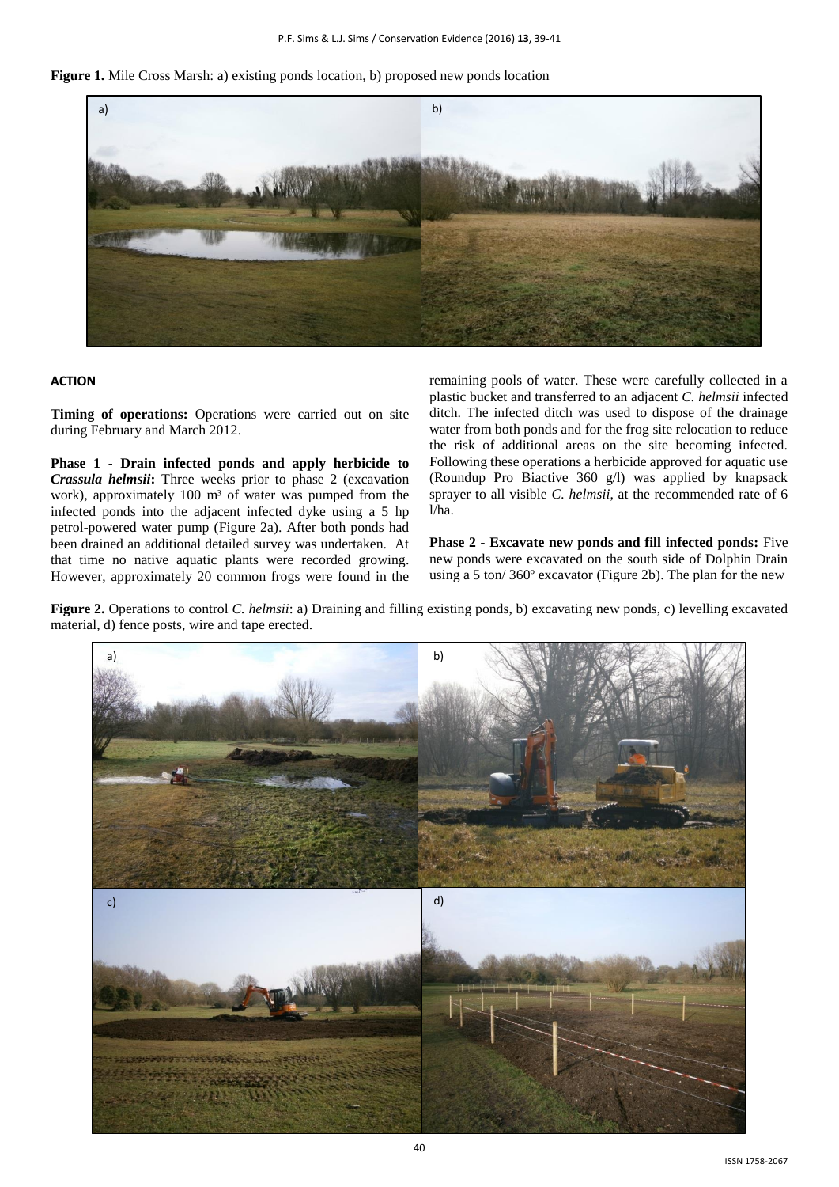**Figure 1.** Mile Cross Marsh: a) existing ponds location, b) proposed new ponds location

## ACTION

**Timing of operations:** Operations were carried out on site during February and March 2012.

**Phase 1 - Drain infected ponds and apply herbicide to *Crassula helmsii*:** Three weeks prior to phase 2 (excavation work), approximately 100 m³ of water was pumped from the infected ponds into the adjacent infected dyke using a 5 hp petrol-powered water pump (Figure 2a). After both ponds had been drained an additional detailed survey was undertaken. At that time no native aquatic plants were recorded growing. However, approximately 20 common frogs were found in the remaining pools of water. These were carefully collected in a plastic bucket and transferred to an adjacent *C. helmsii* infected ditch. The infected ditch was used to dispose of the drainage water from both ponds and for the frog site relocation to reduce the risk of additional areas on the site becoming infected. Following these operations a herbicide approved for aquatic use (Roundup Pro Biactive 360 g/l) was applied by knapsack sprayer to all visible *C. helmsii*, at the recommended rate of 6 l/ha.

**Phase 2 - Excavate new ponds and fill infected ponds:** Five new ponds were excavated on the south side of Dolphin Drain using a 5 ton/ 360º excavator (Figure 2b). The plan for the new

**Figure 2.** Operations to control *C. helmsii*: a) Draining and filling existing ponds, b) excavating new ponds, c) levelling excavated material, d) fence posts, wire and tape erected.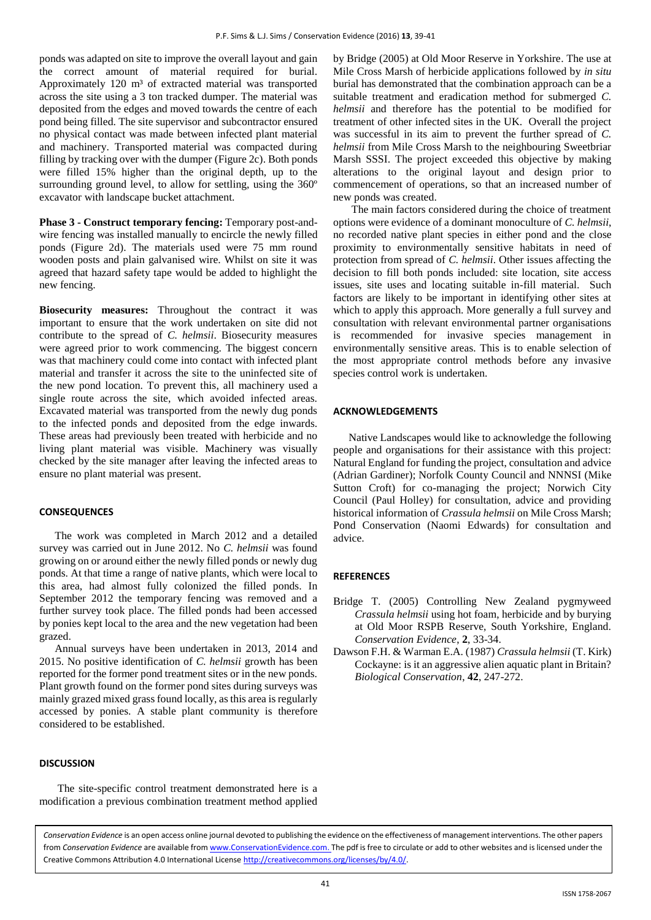ponds was adapted on site to improve the overall layout and gain the correct amount of material required for burial. Approximately 120 m³ of extracted material was transported across the site using a 3 ton tracked dumper. The material was deposited from the edges and moved towards the centre of each pond being filled. The site supervisor and subcontractor ensured no physical contact was made between infected plant material and machinery. Transported material was compacted during filling by tracking over with the dumper (Figure 2c). Both ponds were filled 15% higher than the original depth, up to the surrounding ground level, to allow for settling, using the 360º excavator with landscape bucket attachment.

**Phase 3 - Construct temporary fencing:** Temporary post-and-wire fencing was installed manually to encircle the newly filled ponds (Figure 2d). The materials used were 75 mm round wooden posts and plain galvanised wire. Whilst on site it was agreed that hazard safety tape would be added to highlight the new fencing.

**Biosecurity measures:** Throughout the contract it was important to ensure that the work undertaken on site did not contribute to the spread of *C. helmsii*. Biosecurity measures were agreed prior to work commencing. The biggest concern was that machinery could come into contact with infected plant material and transfer it across the site to the uninfected site of the new pond location. To prevent this, all machinery used a single route across the site, which avoided infected areas. Excavated material was transported from the newly dug ponds to the infected ponds and deposited from the edge inwards. These areas had previously been treated with herbicide and no living plant material was visible. Machinery was visually checked by the site manager after leaving the infected areas to ensure no plant material was present.

## CONSEQUENCES

The work was completed in March 2012 and a detailed survey was carried out in June 2012. No *C. helmsii* was found growing on or around either the newly filled ponds or newly dug ponds. At that time a range of native plants, which were local to this area, had almost fully colonized the filled ponds. In September 2012 the temporary fencing was removed and a further survey took place. The filled ponds had been accessed by ponies kept local to the area and the new vegetation had been grazed.

Annual surveys have been undertaken in 2013, 2014 and 2015. No positive identification of *C. helmsii* growth has been reported for the former pond treatment sites or in the new ponds. Plant growth found on the former pond sites during surveys was mainly grazed mixed grass found locally, as this area is regularly accessed by ponies. A stable plant community is therefore considered to be established.

## DISCUSSION

The site-specific control treatment demonstrated here is a modification a previous combination treatment method applied by Bridge (2005) at Old Moor Reserve in Yorkshire. The use at Mile Cross Marsh of herbicide applications followed by *in situ* burial has demonstrated that the combination approach can be a suitable treatment and eradication method for submerged *C. helmsii* and therefore has the potential to be modified for treatment of other infected sites in the UK. Overall the project was successful in its aim to prevent the further spread of *C. helmsii* from Mile Cross Marsh to the neighbouring Sweetbriar Marsh SSSI. The project exceeded this objective by making alterations to the original layout and design prior to commencement of operations, so that an increased number of new ponds was created.

The main factors considered during the choice of treatment options were evidence of a dominant monoculture of *C. helmsii*, no recorded native plant species in either pond and the close proximity to environmentally sensitive habitats in need of protection from spread of *C. helmsii*. Other issues affecting the decision to fill both ponds included: site location, site access issues, site uses and locating suitable in-fill material. Such factors are likely to be important in identifying other sites at which to apply this approach. More generally a full survey and consultation with relevant environmental partner organisations is recommended for invasive species management in environmentally sensitive areas. This is to enable selection of the most appropriate control methods before any invasive species control work is undertaken.

## ACKNOWLEDGEMENTS

Native Landscapes would like to acknowledge the following people and organisations for their assistance with this project: Natural England for funding the project, consultation and advice (Adrian Gardiner); Norfolk County Council and NNNSI (Mike Sutton Croft) for co-managing the project; Norwich City Council (Paul Holley) for consultation, advice and providing historical information of *Crassula helmsii* on Mile Cross Marsh; Pond Conservation (Naomi Edwards) for consultation and advice.

## REFERENCES

Bridge T. (2005) Controlling New Zealand pygmyweed *Crassula helmsii* using hot foam, herbicide and by burying at Old Moor RSPB Reserve, South Yorkshire, England. *Conservation Evidence*, **2**, 33-34.

Dawson F.H. & Warman E.A. (1987) *Crassula helmsii* (T. Kirk) Cockayne: is it an aggressive alien aquatic plant in Britain? *Biological Conservation*, **42**, 247-272.

*Conservation Evidence* is an open access online journal devoted to publishing the evidence on the effectiveness of management interventions. The other papers from *Conservation Evidence* are available from www.ConservationEvidence.com. The pdf is free to circulate or add to other websites and is licensed under the Creative Commons Attribution 4.0 International License http://creativecommons.org/licenses/by/4.0/.